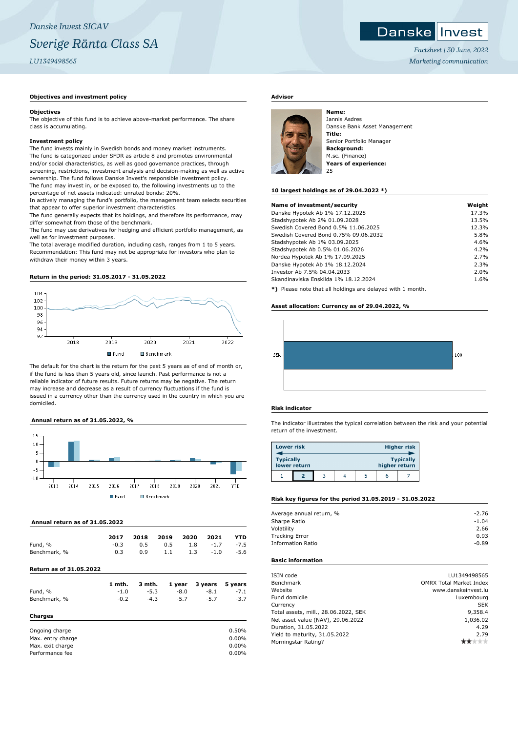*Danske Invest SICAV*

# *Sverige Ränta Class SA*

*LU1349498565*

*Factsheet | 30 June, 2022*
*Marketing communication*

## Objectives and investment policy

**Objectives**
The objective of this fund is to achieve above-market performance. The share class is accumulating.

**Investment policy**
The fund invests mainly in Swedish bonds and money market instruments.
The fund is categorized under SFDR as article 8 and promotes environmental and/or social characteristics, as well as good governance practices, through screening, restrictions, investment analysis and decision-making as well as active ownership. The fund follows Danske Invest's responsible investment policy.
The fund may invest in, or be exposed to, the following investments up to the percentage of net assets indicated: unrated bonds: 20%.
In actively managing the fund's portfolio, the management team selects securities that appear to offer superior investment characteristics.
The fund generally expects that its holdings, and therefore its performance, may differ somewhat from those of the benchmark.
The fund may use derivatives for hedging and efficient portfolio management, as well as for investment purposes.
The total average modified duration, including cash, ranges from 1 to 5 years.
Recommendation: This fund may not be appropriate for investors who plan to withdraw their money within 3 years.

## Return in the period: 31.05.2017 - 31.05.2022

Fund | Benchmark

The default for the chart is the return for the past 5 years as of end of month or, if the fund is less than 5 years old, since launch. Past performance is not a reliable indicator of future results. Future returns may be negative. The return may increase and decrease as a result of currency fluctuations if the fund is issued in a currency other than the currency used in the country in which you are domiciled.

## Annual return as of 31.05.2022, %

Fund | Benchmark

## Annual return as of 31.05.2022

| | 2017 | 2018 | 2019 | 2020 | 2021 | YTD |
|---|---|---|---|---|---|---|
| Fund, % | -0.3 | 0.5 | 0.5 | 1.8 | -1.7 | -7.5 |
| Benchmark, % | 0.3 | 0.9 | 1.1 | 1.3 | -1.0 | -5.6 |

## Return as of 31.05.2022

| | 1 mth. | 3 mth. | 1 year | 3 years | 5 years |
|---|---|---|---|---|---|
| Fund, % | -1.0 | -5.3 | -8.0 | -8.1 | -7.1 |
| Benchmark, % | -0.2 | -4.3 | -5.7 | -5.7 | -3.7 |

## Charges

| | |
|---|---|
| Ongoing charge | 0.50% |
| Max. entry charge | 0.00% |
| Max. exit charge | 0.00% |
| Performance fee | 0.00% |

## Advisor

**Name:**
Jannis Asdres
Danske Bank Asset Management
**Title:**
Senior Portfolio Manager
**Background:**
M.sc. (Finance)
**Years of experience:**
25

## 10 largest holdings as of 29.04.2022 *)

| Name of investment/security | Weight |
|---|---|
| Danske Hypotek Ab 1% 17.12.2025 | 17.3% |
| Stadshypotek Ab 2% 01.09.2028 | 13.5% |
| Swedish Covered Bond 0.5% 11.06.2025 | 12.3% |
| Swedish Covered Bond 0.75% 09.06.2032 | 5.8% |
| Stadshypotek Ab 1% 03.09.2025 | 4.6% |
| Stadshypotek Ab 0.5% 01.06.2026 | 4.2% |
| Nordea Hypotek Ab 1% 17.09.2025 | 2.7% |
| Danske Hypotek Ab 1% 18.12.2024 | 2.3% |
| Investor Ab 7.5% 04.04.2033 | 2.0% |
| Skandinaviska Enskilda 1% 18.12.2024 | 1.6% |

**\*)** Please note that all holdings are delayed with 1 month.

## Asset allocation: Currency as of 29.04.2022, %

| Currency | % |
|---|---|
| SEK | 100 |

## Risk indicator

The indicator illustrates the typical correlation between the risk and your potential return of the investment.

| Lower risk / Typically lower return | | | | | | Higher risk / Typically higher return |
|---|---|---|---|---|---|---|
| 1 | **2** | 3 | 4 | 5 | 6 | 7 |

## Risk key figures for the period 31.05.2019 - 31.05.2022

| | |
|---|---|
| Average annual return, % | -2.76 |
| Sharpe Ratio | -1.04 |
| Volatility | 2.66 |
| Tracking Error | 0.93 |
| Information Ratio | -0.89 |

## Basic information

| | |
|---|---|
| ISIN code | LU1349498565 |
| Benchmark | OMRX Total Market Index |
| Website | www.danskeinvest.lu |
| Fund domicile | Luxembourg |
| Currency | SEK |
| Total assets, mill., 28.06.2022, SEK | 9,358.4 |
| Net asset value (NAV), 29.06.2022 | 1,036.02 |
| Duration, 31.05.2022 | 4.29 |
| Yield to maturity, 31.05.2022 | 2.79 |
| Morningstar Rating? | ★★☆☆☆ |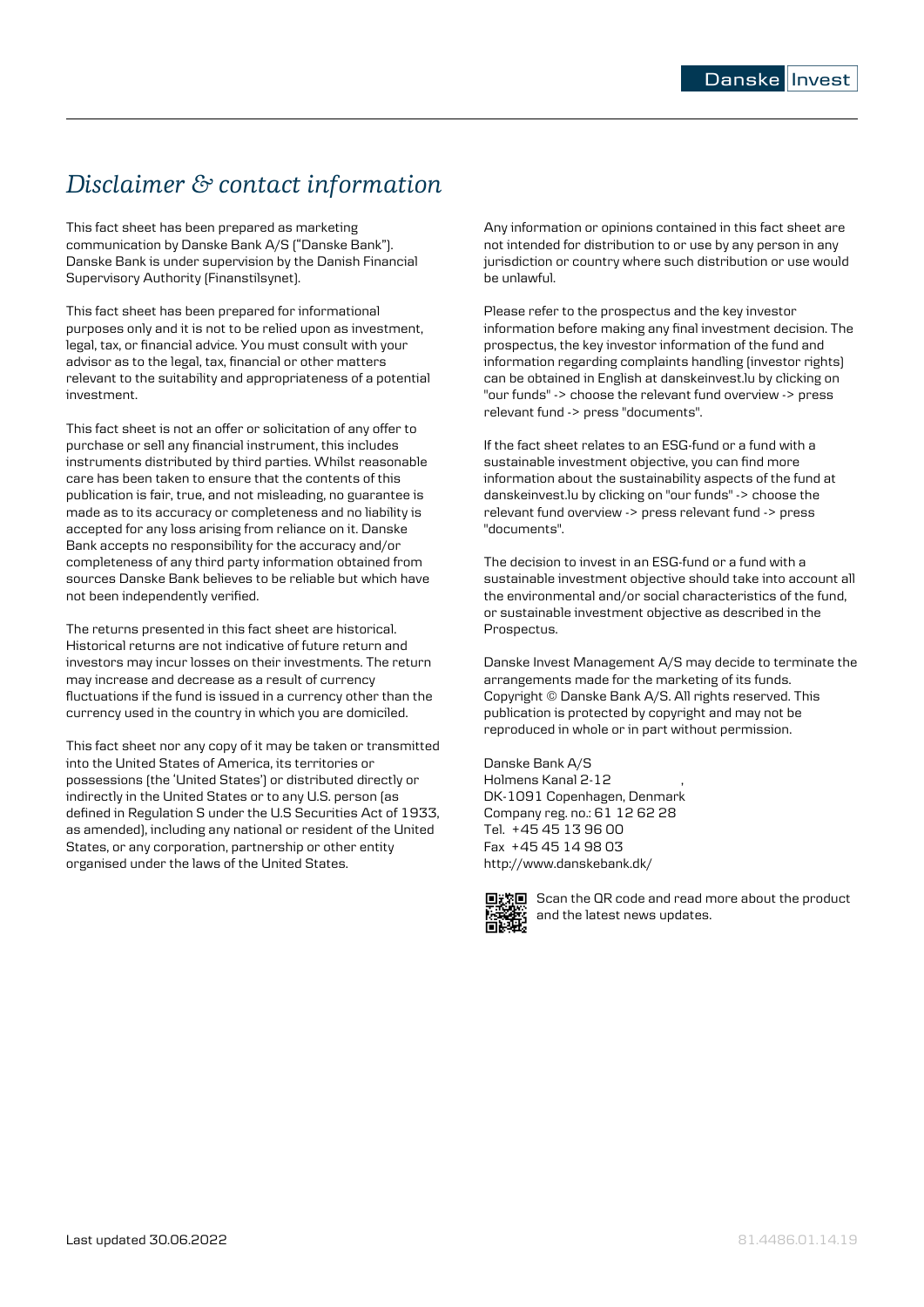# *Disclaimer & contact information*

This fact sheet has been prepared as marketing communication by Danske Bank A/S ("Danske Bank"). Danske Bank is under supervision by the Danish Financial Supervisory Authority (Finanstilsynet).

This fact sheet has been prepared for informational purposes only and it is not to be relied upon as investment, legal, tax, or financial advice. You must consult with your advisor as to the legal, tax, financial or other matters relevant to the suitability and appropriateness of a potential investment.

This fact sheet is not an offer or solicitation of any offer to purchase or sell any financial instrument, this includes instruments distributed by third parties. Whilst reasonable care has been taken to ensure that the contents of this publication is fair, true, and not misleading, no guarantee is made as to its accuracy or completeness and no liability is accepted for any loss arising from reliance on it. Danske Bank accepts no responsibility for the accuracy and/or completeness of any third party information obtained from sources Danske Bank believes to be reliable but which have not been independently verified.

The returns presented in this fact sheet are historical. Historical returns are not indicative of future return and investors may incur losses on their investments. The return may increase and decrease as a result of currency fluctuations if the fund is issued in a currency other than the currency used in the country in which you are domiciled.

This fact sheet nor any copy of it may be taken or transmitted into the United States of America, its territories or possessions (the 'United States') or distributed directly or indirectly in the United States or to any U.S. person (as defined in Regulation S under the U.S Securities Act of 1933, as amended), including any national or resident of the United States, or any corporation, partnership or other entity organised under the laws of the United States.

Any information or opinions contained in this fact sheet are not intended for distribution to or use by any person in any jurisdiction or country where such distribution or use would be unlawful.

Please refer to the prospectus and the key investor information before making any final investment decision. The prospectus, the key investor information of the fund and information regarding complaints handling (investor rights) can be obtained in English at danskeinvest.lu by clicking on "our funds" -> choose the relevant fund overview -> press relevant fund -> press "documents".

If the fact sheet relates to an ESG-fund or a fund with a sustainable investment objective, you can find more information about the sustainability aspects of the fund at danskeinvest.lu by clicking on "our funds" -> choose the relevant fund overview -> press relevant fund -> press "documents".

The decision to invest in an ESG-fund or a fund with a sustainable investment objective should take into account all the environmental and/or social characteristics of the fund, or sustainable investment objective as described in the Prospectus.

Danske Invest Management A/S may decide to terminate the arrangements made for the marketing of its funds. Copyright © Danske Bank A/S. All rights reserved. This publication is protected by copyright and may not be reproduced in whole or in part without permission.

Danske Bank A/S
Holmens Kanal 2-12
DK-1091 Copenhagen, Denmark
Company reg. no.: 61 12 62 28
Tel. +45 45 13 96 00
Fax +45 45 14 98 03
http://www.danskebank.dk/

Scan the QR code and read more about the product and the latest news updates.

Last updated 30.06.2022

81.4486.01.14.19